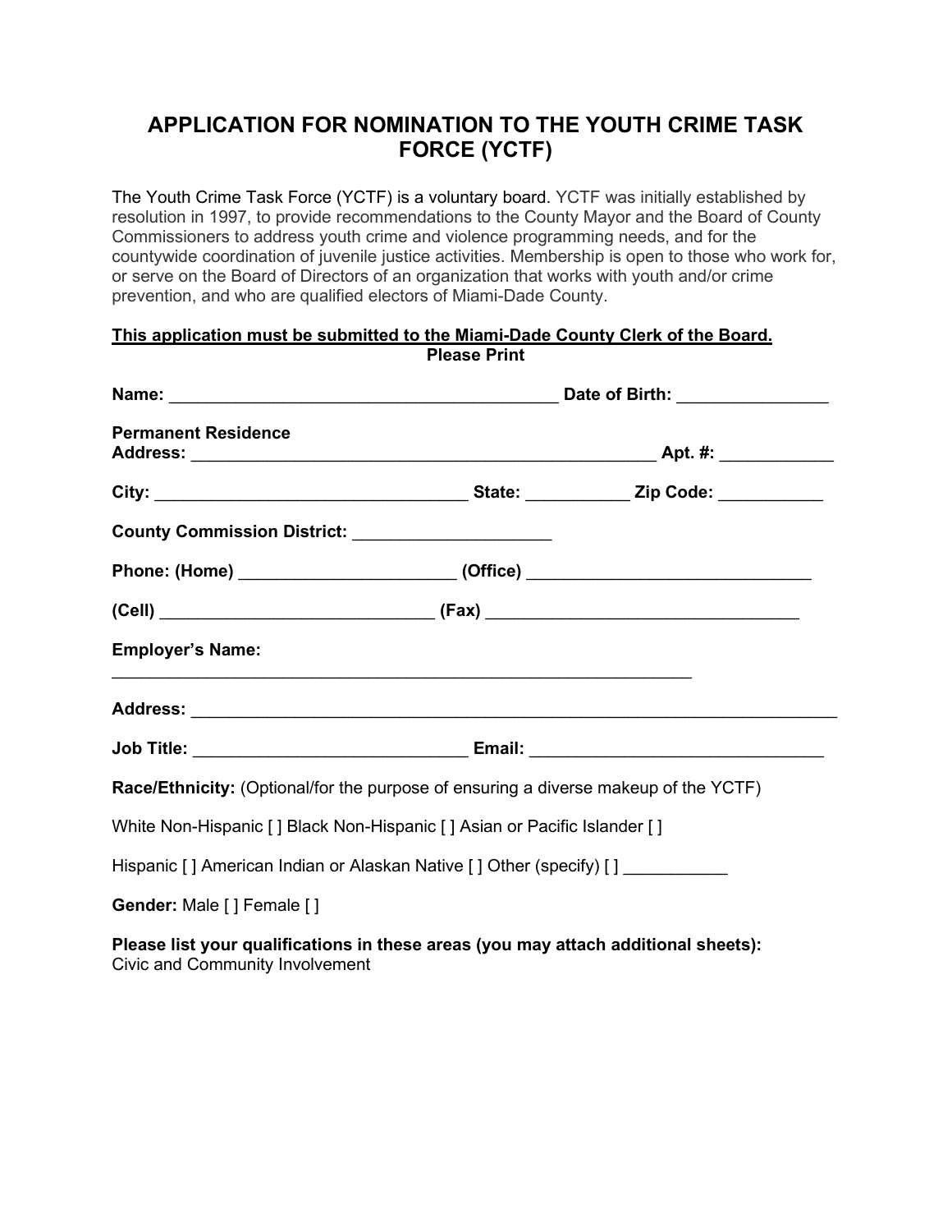# APPLICATION FOR NOMINATION TO THE YOUTH CRIME TASK FORCE (YCTF)

The Youth Crime Task Force (YCTF) is a voluntary board. YCTF was initially established by resolution in 1997, to provide recommendations to the County Mayor and the Board of County Commissioners to address youth crime and violence programming needs, and for the countywide coordination of juvenile justice activities. Membership is open to those who work for, or serve on the Board of Directors of an organization that works with youth and/or crime prevention, and who are qualified electors of Miami-Dade County.

**<u>This application must be submitted to the Miami-Dade County Clerk of the Board.</u>**

**Please Print**

**Name:** ________________________________________ **Date of Birth:** _______________

**Permanent Residence Address:** ________________________________________________ **Apt. #:** ____________

**City:** ________________________________ **State:** ___________ **Zip Code:** ___________

**County Commission District:** ____________________

**Phone: (Home)** ______________________ **(Office)** _____________________________

**(Cell)** _____________________________ **(Fax)** ________________________________

**Employer's Name:**

______________________________________________________________

**Address:** ____________________________________________________________________

**Job Title:** ____________________________ **Email:** ______________________________

**Race/Ethnicity:** (Optional/for the purpose of ensuring a diverse makeup of the YCTF)

White Non-Hispanic [ ] Black Non-Hispanic [ ] Asian or Pacific Islander [ ]

Hispanic [ ] American Indian or Alaskan Native [ ] Other (specify) [ ] ___________

**Gender:** Male [ ] Female [ ]

**Please list your qualifications in these areas (you may attach additional sheets):**

Civic and Community Involvement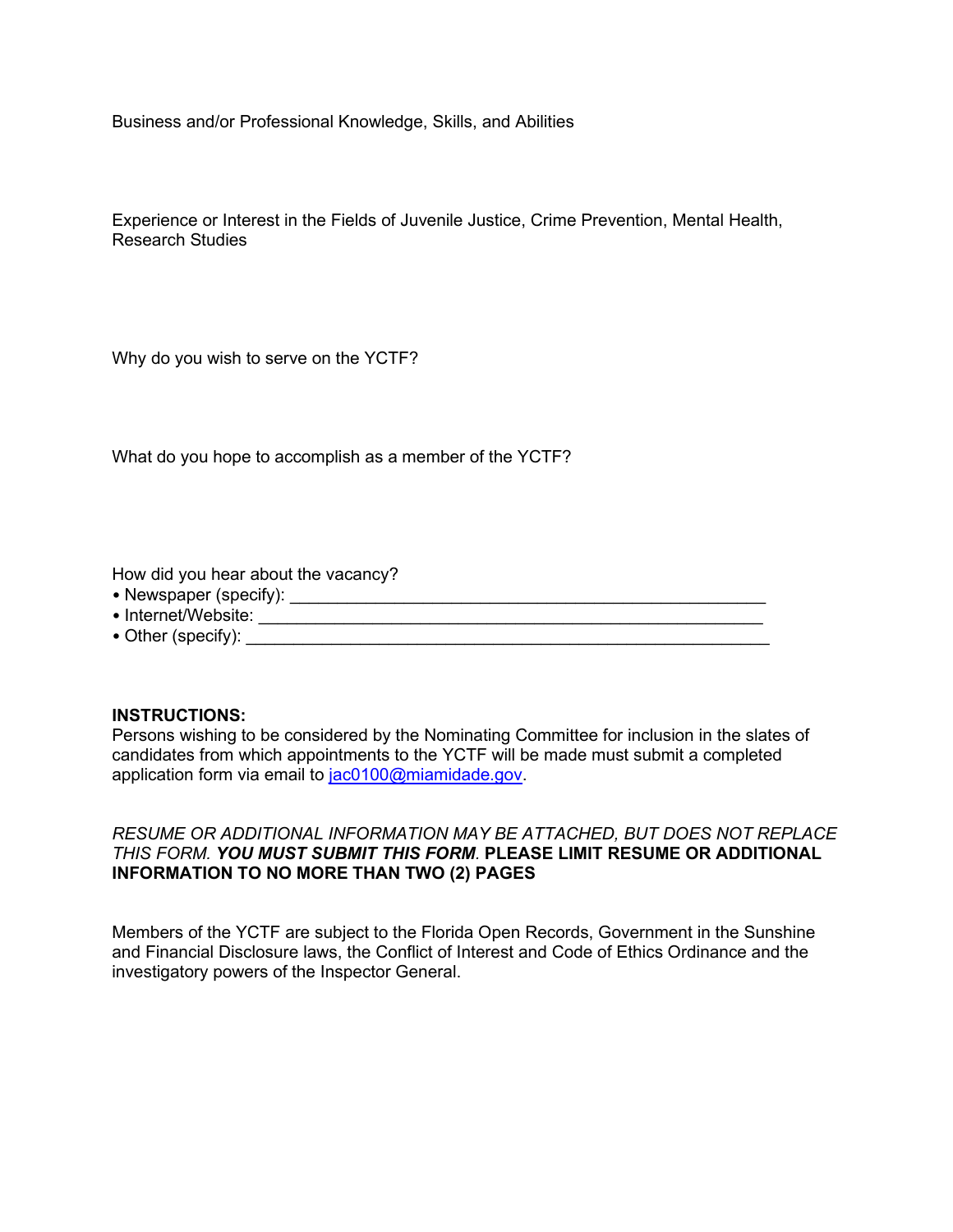Business and/or Professional Knowledge, Skills, and Abilities

Experience or Interest in the Fields of Juvenile Justice, Crime Prevention, Mental Health, Research Studies

Why do you wish to serve on the YCTF?

What do you hope to accomplish as a member of the YCTF?

How did you hear about the vacancy?
- Newspaper (specify): ____________________________________________________
- Internet/Website: _______________________________________________________
- Other (specify): ________________________________________________________

**INSTRUCTIONS:**
Persons wishing to be considered by the Nominating Committee for inclusion in the slates of candidates from which appointments to the YCTF will be made must submit a completed application form via email to jac0100@miamidade.gov.

*RESUME OR ADDITIONAL INFORMATION MAY BE ATTACHED, BUT DOES NOT REPLACE THIS FORM.* ***YOU MUST SUBMIT THIS FORM***. **PLEASE LIMIT RESUME OR ADDITIONAL INFORMATION TO NO MORE THAN TWO (2) PAGES**

Members of the YCTF are subject to the Florida Open Records, Government in the Sunshine and Financial Disclosure laws, the Conflict of Interest and Code of Ethics Ordinance and the investigatory powers of the Inspector General.